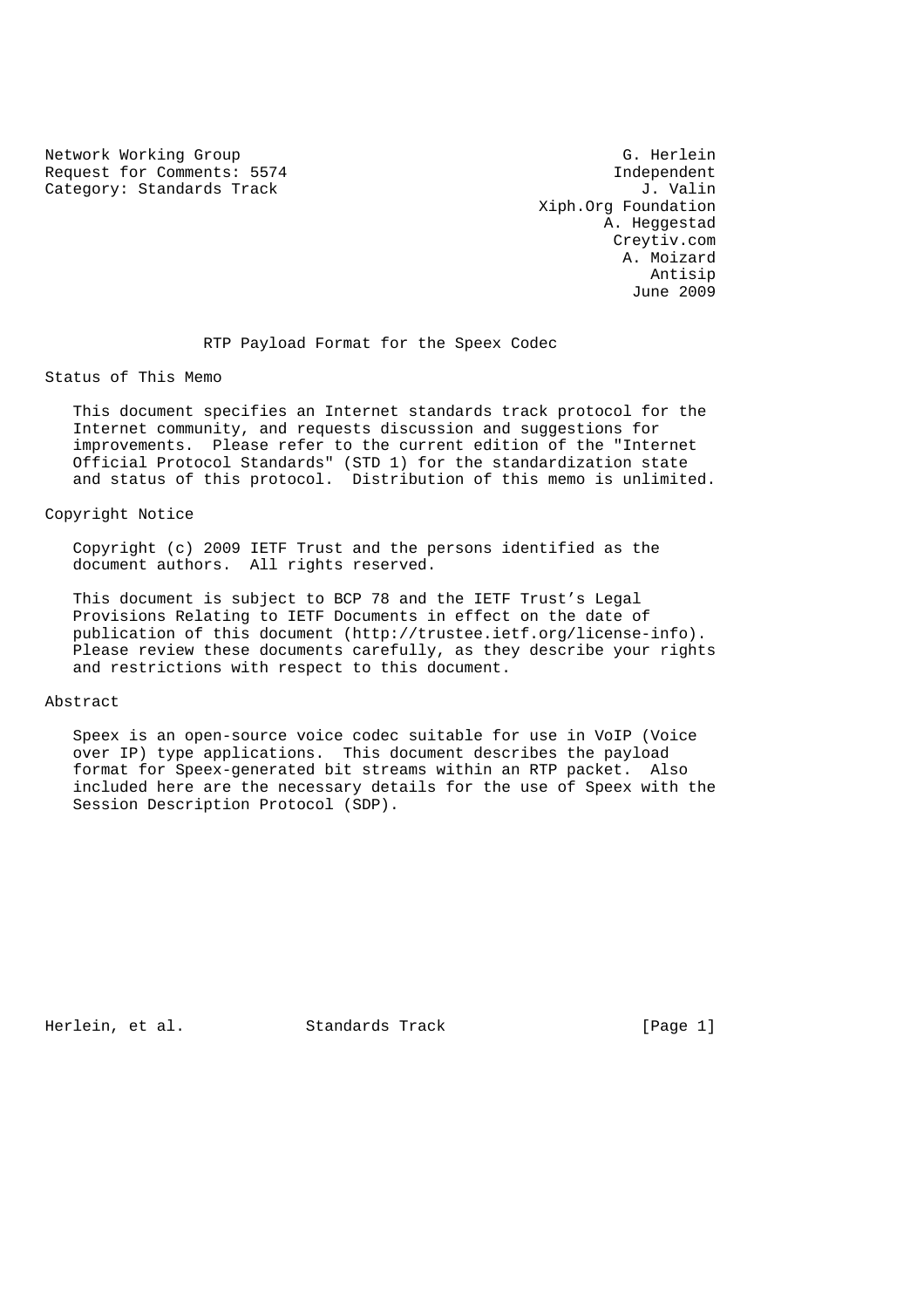Network Working Group
Request for Comments: 5574
Category: Standards Track

G. Herlein
Independent
J. Valin
Xiph.Org Foundation
A. Heggestad
Creytiv.com
A. Moizard
Antisip
June 2009

# RTP Payload Format for the Speex Codec

## Status of This Memo

This document specifies an Internet standards track protocol for the Internet community, and requests discussion and suggestions for improvements. Please refer to the current edition of the "Internet Official Protocol Standards" (STD 1) for the standardization state and status of this protocol. Distribution of this memo is unlimited.

## Copyright Notice

Copyright (c) 2009 IETF Trust and the persons identified as the document authors. All rights reserved.

This document is subject to BCP 78 and the IETF Trust's Legal Provisions Relating to IETF Documents in effect on the date of publication of this document (http://trustee.ietf.org/license-info). Please review these documents carefully, as they describe your rights and restrictions with respect to this document.

## Abstract

Speex is an open-source voice codec suitable for use in VoIP (Voice over IP) type applications. This document describes the payload format for Speex-generated bit streams within an RTP packet. Also included here are the necessary details for the use of Speex with the Session Description Protocol (SDP).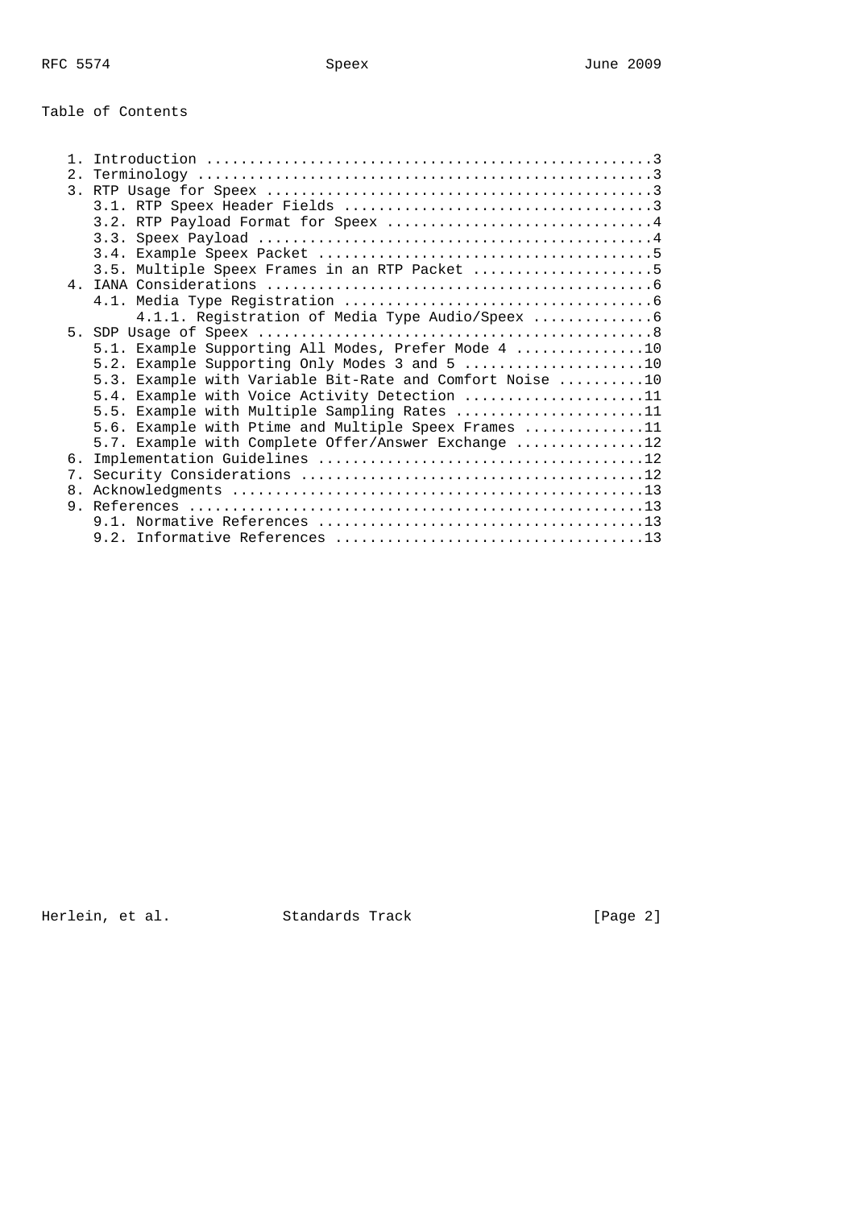## Table of Contents

```
   1. Introduction ....................................................3
   2. Terminology .....................................................3
   3. RTP Usage for Speex .............................................3
      3.1. RTP Speex Header Fields ....................................3
      3.2. RTP Payload Format for Speex ...............................4
      3.3. Speex Payload ..............................................4
      3.4. Example Speex Packet .......................................5
      3.5. Multiple Speex Frames in an RTP Packet .....................5
   4. IANA Considerations .............................................6
      4.1. Media Type Registration ....................................6
           4.1.1. Registration of Media Type Audio/Speex ..............6
   5. SDP Usage of Speex ..............................................8
      5.1. Example Supporting All Modes, Prefer Mode 4 ...............10
      5.2. Example Supporting Only Modes 3 and 5 .....................10
      5.3. Example with Variable Bit-Rate and Comfort Noise ..........10
      5.4. Example with Voice Activity Detection .....................11
      5.5. Example with Multiple Sampling Rates ......................11
      5.6. Example with Ptime and Multiple Speex Frames ..............11
      5.7. Example with Complete Offer/Answer Exchange ...............12
   6. Implementation Guidelines ......................................12
   7. Security Considerations ........................................12
   8. Acknowledgments ................................................13
   9. References .....................................................13
      9.1. Normative References ......................................13
      9.2. Informative References ....................................13
```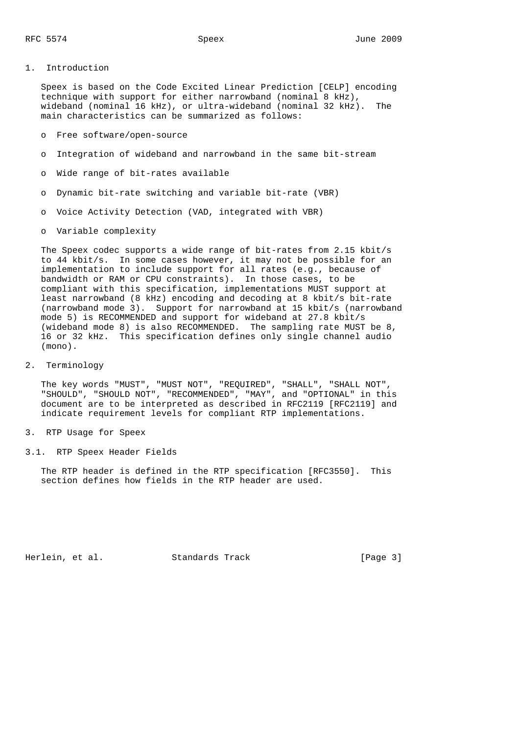## 1. Introduction

Speex is based on the Code Excited Linear Prediction [CELP] encoding technique with support for either narrowband (nominal 8 kHz), wideband (nominal 16 kHz), or ultra-wideband (nominal 32 kHz). The main characteristics can be summarized as follows:

- Free software/open-source
- Integration of wideband and narrowband in the same bit-stream
- Wide range of bit-rates available
- Dynamic bit-rate switching and variable bit-rate (VBR)
- Voice Activity Detection (VAD, integrated with VBR)
- Variable complexity

The Speex codec supports a wide range of bit-rates from 2.15 kbit/s to 44 kbit/s. In some cases however, it may not be possible for an implementation to include support for all rates (e.g., because of bandwidth or RAM or CPU constraints). In those cases, to be compliant with this specification, implementations MUST support at least narrowband (8 kHz) encoding and decoding at 8 kbit/s bit-rate (narrowband mode 3). Support for narrowband at 15 kbit/s (narrowband mode 5) is RECOMMENDED and support for wideband at 27.8 kbit/s (wideband mode 8) is also RECOMMENDED. The sampling rate MUST be 8, 16 or 32 kHz. This specification defines only single channel audio (mono).

## 2. Terminology

The key words "MUST", "MUST NOT", "REQUIRED", "SHALL", "SHALL NOT", "SHOULD", "SHOULD NOT", "RECOMMENDED", "MAY", and "OPTIONAL" in this document are to be interpreted as described in RFC2119 [RFC2119] and indicate requirement levels for compliant RTP implementations.

## 3. RTP Usage for Speex

### 3.1. RTP Speex Header Fields

The RTP header is defined in the RTP specification [RFC3550]. This section defines how fields in the RTP header are used.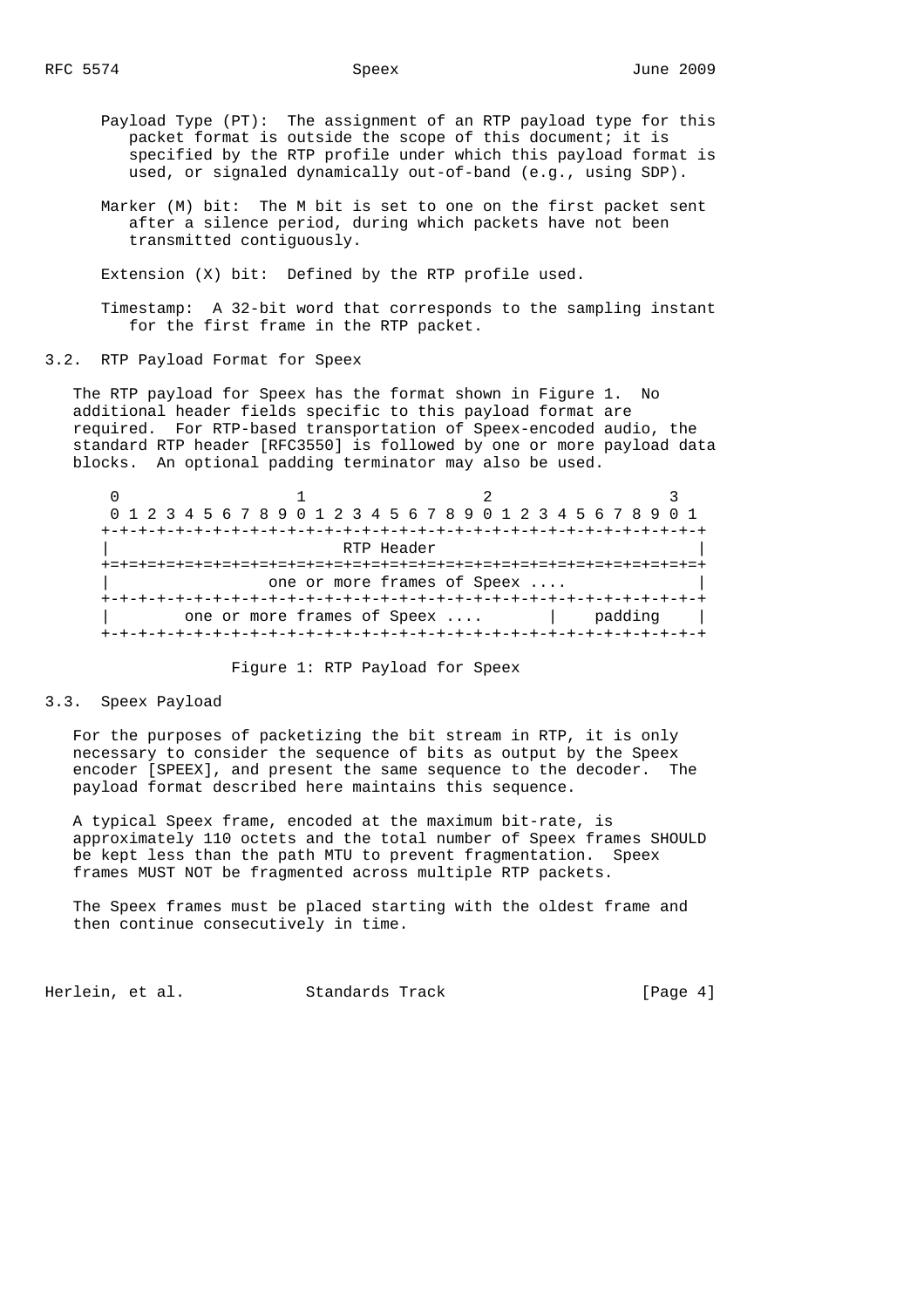Payload Type (PT): The assignment of an RTP payload type for this packet format is outside the scope of this document; it is specified by the RTP profile under which this payload format is used, or signaled dynamically out-of-band (e.g., using SDP).

Marker (M) bit: The M bit is set to one on the first packet sent after a silence period, during which packets have not been transmitted contiguously.

Extension (X) bit: Defined by the RTP profile used.

Timestamp: A 32-bit word that corresponds to the sampling instant for the first frame in the RTP packet.

## 3.2. RTP Payload Format for Speex

The RTP payload for Speex has the format shown in Figure 1. No additional header fields specific to this payload format are required. For RTP-based transportation of Speex-encoded audio, the standard RTP header [RFC3550] is followed by one or more payload data blocks. An optional padding terminator may also be used.

```
 0                   1                   2                   3
 0 1 2 3 4 5 6 7 8 9 0 1 2 3 4 5 6 7 8 9 0 1 2 3 4 5 6 7 8 9 0 1
+-+-+-+-+-+-+-+-+-+-+-+-+-+-+-+-+-+-+-+-+-+-+-+-+-+-+-+-+-+-+-+-+
|                         RTP Header                            |
+=+=+=+=+=+=+=+=+=+=+=+=+=+=+=+=+=+=+=+=+=+=+=+=+=+=+=+=+=+=+=+=+
|                 one or more frames of Speex ....              |
+-+-+-+-+-+-+-+-+-+-+-+-+-+-+-+-+-+-+-+-+-+-+-+-+-+-+-+-+-+-+-+-+
|        one or more frames of Speex ....       |    padding    |
+-+-+-+-+-+-+-+-+-+-+-+-+-+-+-+-+-+-+-+-+-+-+-+-+-+-+-+-+-+-+-+-+
```

Figure 1: RTP Payload for Speex

## 3.3. Speex Payload

For the purposes of packetizing the bit stream in RTP, it is only necessary to consider the sequence of bits as output by the Speex encoder [SPEEX], and present the same sequence to the decoder. The payload format described here maintains this sequence.

A typical Speex frame, encoded at the maximum bit-rate, is approximately 110 octets and the total number of Speex frames SHOULD be kept less than the path MTU to prevent fragmentation. Speex frames MUST NOT be fragmented across multiple RTP packets.

The Speex frames must be placed starting with the oldest frame and then continue consecutively in time.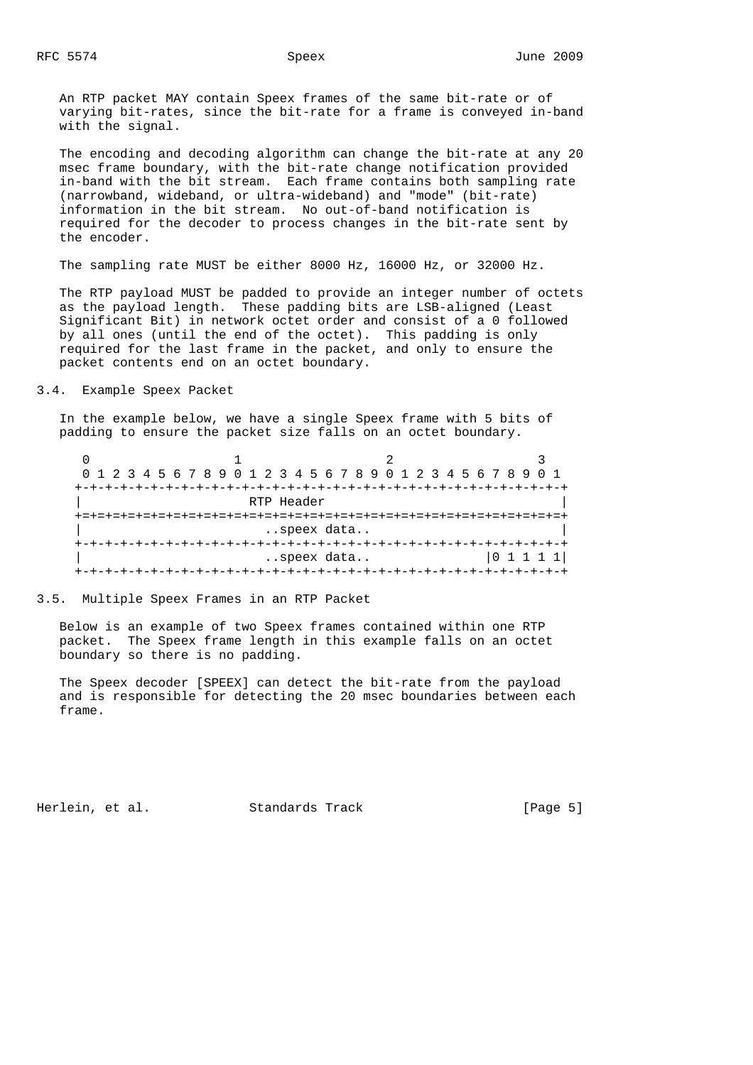An RTP packet MAY contain Speex frames of the same bit-rate or of varying bit-rates, since the bit-rate for a frame is conveyed in-band with the signal.

The encoding and decoding algorithm can change the bit-rate at any 20 msec frame boundary, with the bit-rate change notification provided in-band with the bit stream. Each frame contains both sampling rate (narrowband, wideband, or ultra-wideband) and "mode" (bit-rate) information in the bit stream. No out-of-band notification is required for the decoder to process changes in the bit-rate sent by the encoder.

The sampling rate MUST be either 8000 Hz, 16000 Hz, or 32000 Hz.

The RTP payload MUST be padded to provide an integer number of octets as the payload length. These padding bits are LSB-aligned (Least Significant Bit) in network octet order and consist of a 0 followed by all ones (until the end of the octet). This padding is only required for the last frame in the packet, and only to ensure the packet contents end on an octet boundary.

### 3.4. Example Speex Packet

In the example below, we have a single Speex frame with 5 bits of padding to ensure the packet size falls on an octet boundary.

```
  0                   1                   2                   3
  0 1 2 3 4 5 6 7 8 9 0 1 2 3 4 5 6 7 8 9 0 1 2 3 4 5 6 7 8 9 0 1
 +-+-+-+-+-+-+-+-+-+-+-+-+-+-+-+-+-+-+-+-+-+-+-+-+-+-+-+-+-+-+-+-+
 |                         RTP Header                            |
 +=+=+=+=+=+=+=+=+=+=+=+=+=+=+=+=+=+=+=+=+=+=+=+=+=+=+=+=+=+=+=+=+
 |                      ..speex data..                           |
 +-+-+-+-+-+-+-+-+-+-+-+-+-+-+-+-+-+-+-+-+-+-+-+-+-+-+-+-+-+-+-+-+
 |                      ..speex data..               |0 1 1 1 1|
 +-+-+-+-+-+-+-+-+-+-+-+-+-+-+-+-+-+-+-+-+-+-+-+-+-+-+-+-+-+-+-+-+
```

### 3.5. Multiple Speex Frames in an RTP Packet

Below is an example of two Speex frames contained within one RTP packet. The Speex frame length in this example falls on an octet boundary so there is no padding.

The Speex decoder [SPEEX] can detect the bit-rate from the payload and is responsible for detecting the 20 msec boundaries between each frame.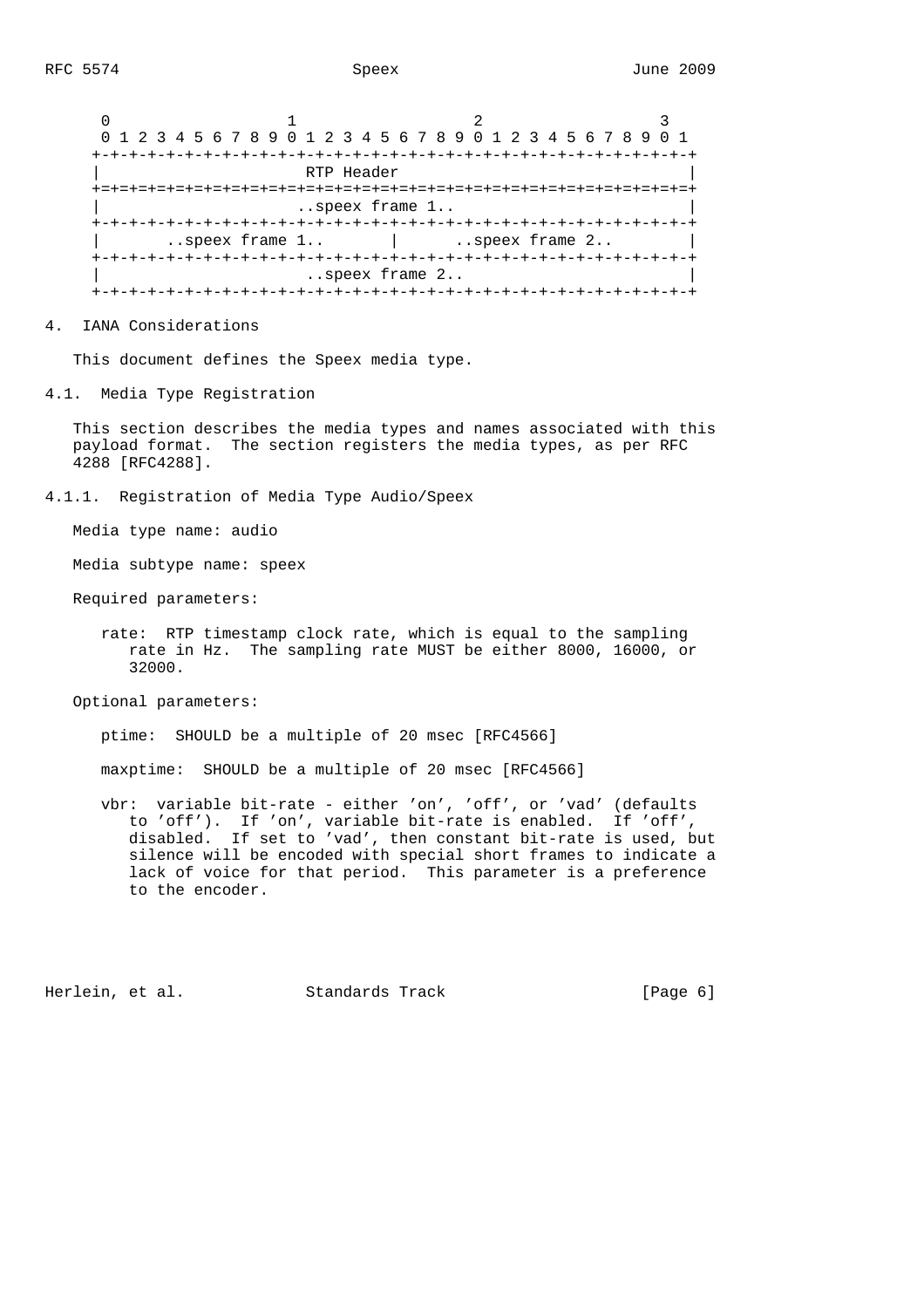```
      0                   1                   2                   3
      0 1 2 3 4 5 6 7 8 9 0 1 2 3 4 5 6 7 8 9 0 1 2 3 4 5 6 7 8 9 0 1
     +-+-+-+-+-+-+-+-+-+-+-+-+-+-+-+-+-+-+-+-+-+-+-+-+-+-+-+-+-+-+-+-+
     |                      RTP Header                               |
     +=+=+=+=+=+=+=+=+=+=+=+=+=+=+=+=+=+=+=+=+=+=+=+=+=+=+=+=+=+=+=+=+
     |                     ..speex frame 1..                         |
     +-+-+-+-+-+-+-+-+-+-+-+-+-+-+-+-+-+-+-+-+-+-+-+-+-+-+-+-+-+-+-+-+
     |       ..speex frame 1..       |      ..speex frame 2..        |
     +-+-+-+-+-+-+-+-+-+-+-+-+-+-+-+-+-+-+-+-+-+-+-+-+-+-+-+-+-+-+-+-+
     |                      ..speex frame 2..                        |
     +-+-+-+-+-+-+-+-+-+-+-+-+-+-+-+-+-+-+-+-+-+-+-+-+-+-+-+-+-+-+-+-+
```

## 4. IANA Considerations

This document defines the Speex media type.

### 4.1. Media Type Registration

This section describes the media types and names associated with this payload format. The section registers the media types, as per RFC 4288 [RFC4288].

#### 4.1.1. Registration of Media Type Audio/Speex

Media type name: audio

Media subtype name: speex

Required parameters:

rate: RTP timestamp clock rate, which is equal to the sampling rate in Hz. The sampling rate MUST be either 8000, 16000, or 32000.

Optional parameters:

ptime: SHOULD be a multiple of 20 msec [RFC4566]

maxptime: SHOULD be a multiple of 20 msec [RFC4566]

vbr: variable bit-rate - either 'on', 'off', or 'vad' (defaults to 'off'). If 'on', variable bit-rate is enabled. If 'off', disabled. If set to 'vad', then constant bit-rate is used, but silence will be encoded with special short frames to indicate a lack of voice for that period. This parameter is a preference to the encoder.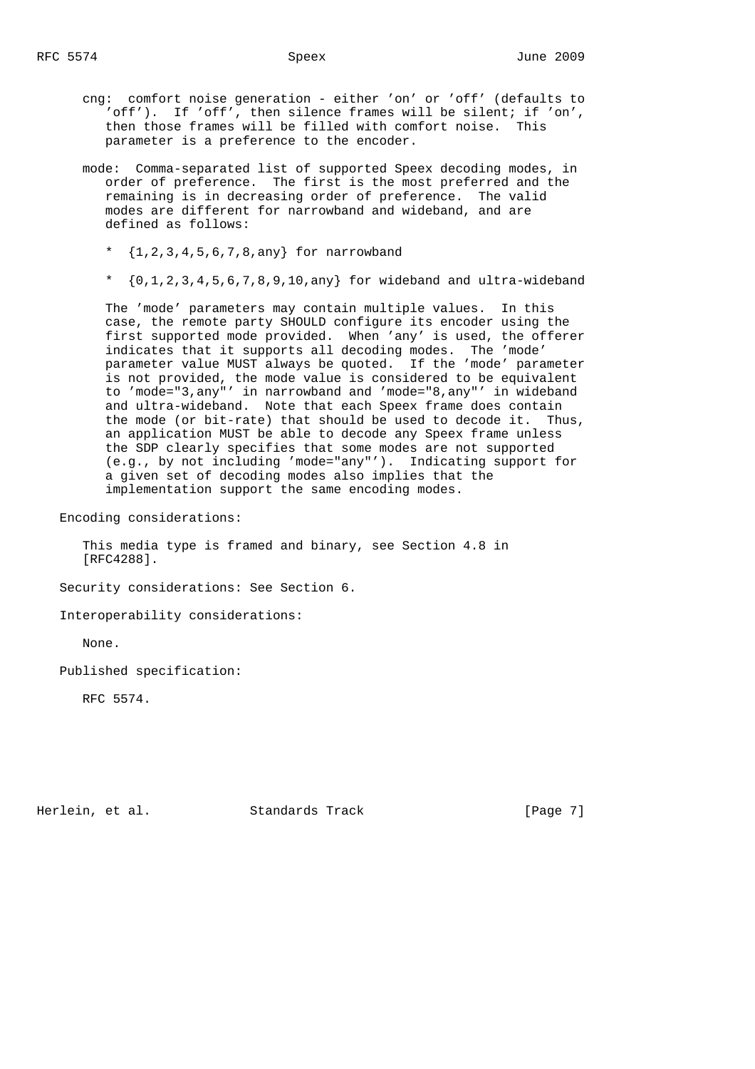cng: comfort noise generation - either 'on' or 'off' (defaults to 'off'). If 'off', then silence frames will be silent; if 'on', then those frames will be filled with comfort noise. This parameter is a preference to the encoder.

mode: Comma-separated list of supported Speex decoding modes, in order of preference. The first is the most preferred and the remaining is in decreasing order of preference. The valid modes are different for narrowband and wideband, and are defined as follows:

* {1,2,3,4,5,6,7,8,any} for narrowband

* {0,1,2,3,4,5,6,7,8,9,10,any} for wideband and ultra-wideband

The 'mode' parameters may contain multiple values. In this case, the remote party SHOULD configure its encoder using the first supported mode provided. When 'any' is used, the offerer indicates that it supports all decoding modes. The 'mode' parameter value MUST always be quoted. If the 'mode' parameter is not provided, the mode value is considered to be equivalent to 'mode="3,any"' in narrowband and 'mode="8,any"' in wideband and ultra-wideband. Note that each Speex frame does contain the mode (or bit-rate) that should be used to decode it. Thus, an application MUST be able to decode any Speex frame unless the SDP clearly specifies that some modes are not supported (e.g., by not including 'mode="any"'). Indicating support for a given set of decoding modes also implies that the implementation support the same encoding modes.

Encoding considerations:

This media type is framed and binary, see Section 4.8 in [RFC4288].

Security considerations: See Section 6.

Interoperability considerations:

None.

Published specification:

RFC 5574.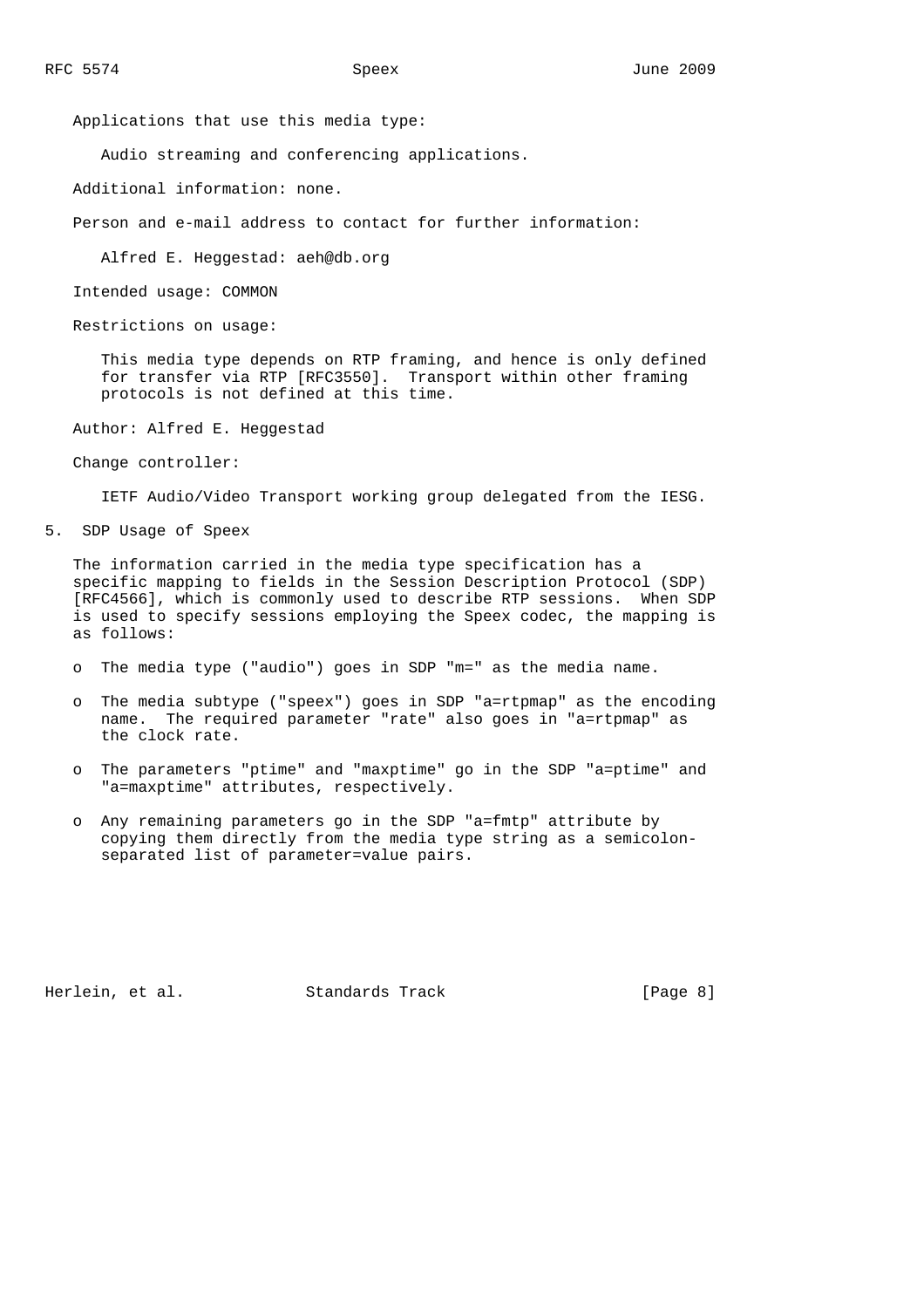Applications that use this media type:

Audio streaming and conferencing applications.

Additional information: none.

Person and e-mail address to contact for further information:

Alfred E. Heggestad: aeh@db.org

Intended usage: COMMON

Restrictions on usage:

This media type depends on RTP framing, and hence is only defined for transfer via RTP [RFC3550]. Transport within other framing protocols is not defined at this time.

Author: Alfred E. Heggestad

Change controller:

IETF Audio/Video Transport working group delegated from the IESG.

## 5. SDP Usage of Speex

The information carried in the media type specification has a specific mapping to fields in the Session Description Protocol (SDP) [RFC4566], which is commonly used to describe RTP sessions. When SDP is used to specify sessions employing the Speex codec, the mapping is as follows:

- The media type ("audio") goes in SDP "m=" as the media name.
- The media subtype ("speex") goes in SDP "a=rtpmap" as the encoding name. The required parameter "rate" also goes in "a=rtpmap" as the clock rate.
- The parameters "ptime" and "maxptime" go in the SDP "a=ptime" and "a=maxptime" attributes, respectively.
- Any remaining parameters go in the SDP "a=fmtp" attribute by copying them directly from the media type string as a semicolon-separated list of parameter=value pairs.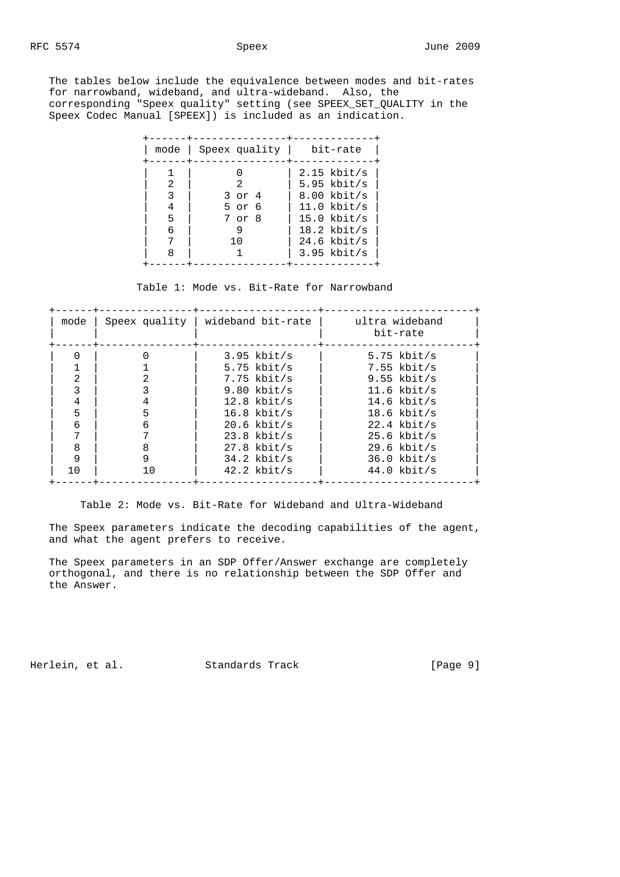The tables below include the equivalence between modes and bit-rates for narrowband, wideband, and ultra-wideband. Also, the corresponding "Speex quality" setting (see SPEEX_SET_QUALITY in the Speex Codec Manual [SPEEX]) is included as an indication.

| mode | Speex quality | bit-rate |
|---|---|---|
| 1 | 0 | 2.15 kbit/s |
| 2 | 2 | 5.95 kbit/s |
| 3 | 3 or 4 | 8.00 kbit/s |
| 4 | 5 or 6 | 11.0 kbit/s |
| 5 | 7 or 8 | 15.0 kbit/s |
| 6 | 9 | 18.2 kbit/s |
| 7 | 10 | 24.6 kbit/s |
| 8 | 1 | 3.95 kbit/s |

Table 1: Mode vs. Bit-Rate for Narrowband

| mode | Speex quality | wideband bit-rate | ultra wideband bit-rate |
|---|---|---|---|
| 0 | 0 | 3.95 kbit/s | 5.75 kbit/s |
| 1 | 1 | 5.75 kbit/s | 7.55 kbit/s |
| 2 | 2 | 7.75 kbit/s | 9.55 kbit/s |
| 3 | 3 | 9.80 kbit/s | 11.6 kbit/s |
| 4 | 4 | 12.8 kbit/s | 14.6 kbit/s |
| 5 | 5 | 16.8 kbit/s | 18.6 kbit/s |
| 6 | 6 | 20.6 kbit/s | 22.4 kbit/s |
| 7 | 7 | 23.8 kbit/s | 25.6 kbit/s |
| 8 | 8 | 27.8 kbit/s | 29.6 kbit/s |
| 9 | 9 | 34.2 kbit/s | 36.0 kbit/s |
| 10 | 10 | 42.2 kbit/s | 44.0 kbit/s |

Table 2: Mode vs. Bit-Rate for Wideband and Ultra-Wideband

The Speex parameters indicate the decoding capabilities of the agent, and what the agent prefers to receive.

The Speex parameters in an SDP Offer/Answer exchange are completely orthogonal, and there is no relationship between the SDP Offer and the Answer.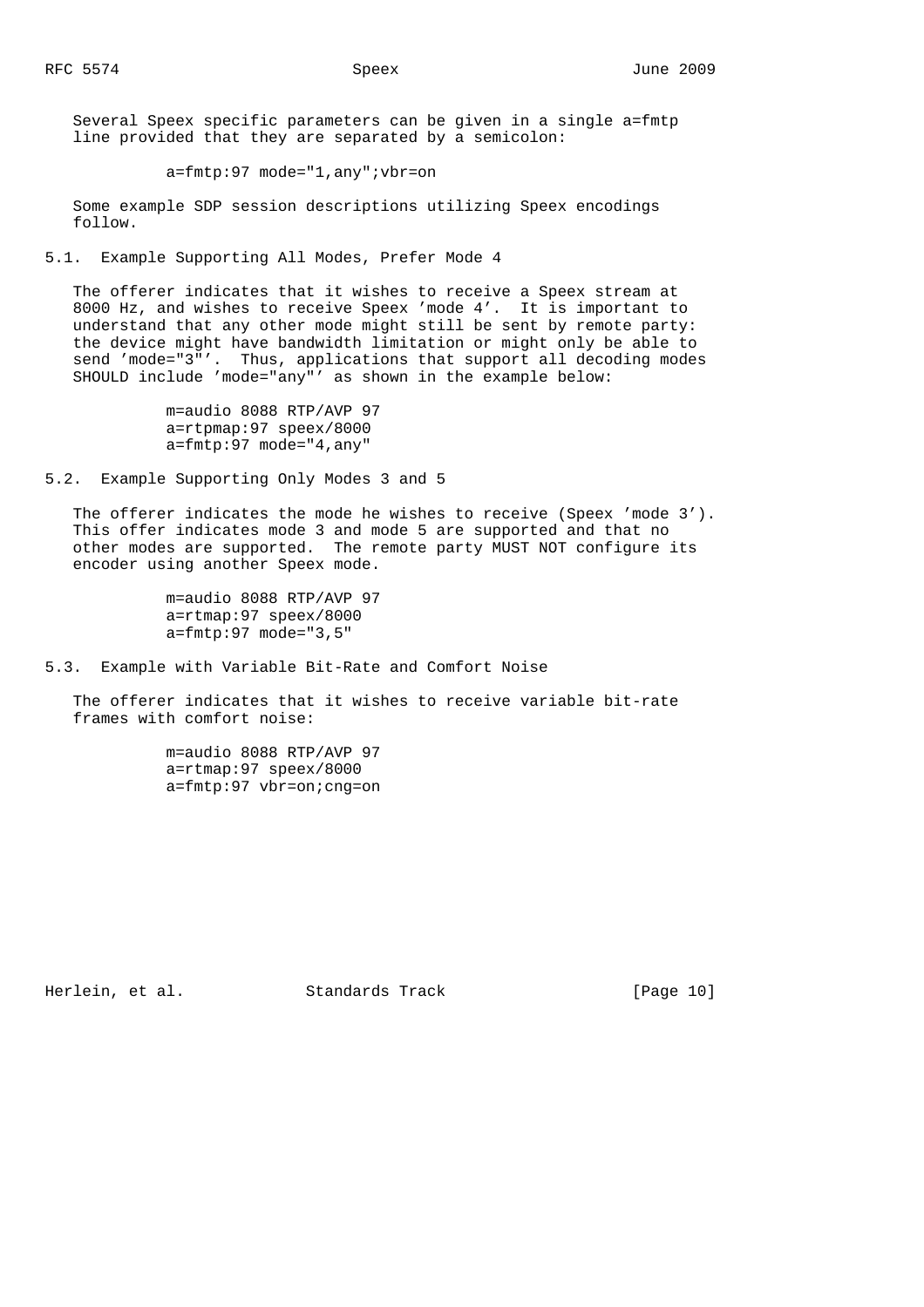Several Speex specific parameters can be given in a single a=fmtp line provided that they are separated by a semicolon:

```
a=fmtp:97 mode="1,any";vbr=on
```

Some example SDP session descriptions utilizing Speex encodings follow.

### 5.1. Example Supporting All Modes, Prefer Mode 4

The offerer indicates that it wishes to receive a Speex stream at 8000 Hz, and wishes to receive Speex 'mode 4'. It is important to understand that any other mode might still be sent by remote party: the device might have bandwidth limitation or might only be able to send 'mode="3"'. Thus, applications that support all decoding modes SHOULD include 'mode="any"' as shown in the example below:

```
m=audio 8088 RTP/AVP 97
a=rtpmap:97 speex/8000
a=fmtp:97 mode="4,any"
```

### 5.2. Example Supporting Only Modes 3 and 5

The offerer indicates the mode he wishes to receive (Speex 'mode 3'). This offer indicates mode 3 and mode 5 are supported and that no other modes are supported. The remote party MUST NOT configure its encoder using another Speex mode.

```
m=audio 8088 RTP/AVP 97
a=rtmap:97 speex/8000
a=fmtp:97 mode="3,5"
```

### 5.3. Example with Variable Bit-Rate and Comfort Noise

The offerer indicates that it wishes to receive variable bit-rate frames with comfort noise:

```
m=audio 8088 RTP/AVP 97
a=rtmap:97 speex/8000
a=fmtp:97 vbr=on;cng=on
```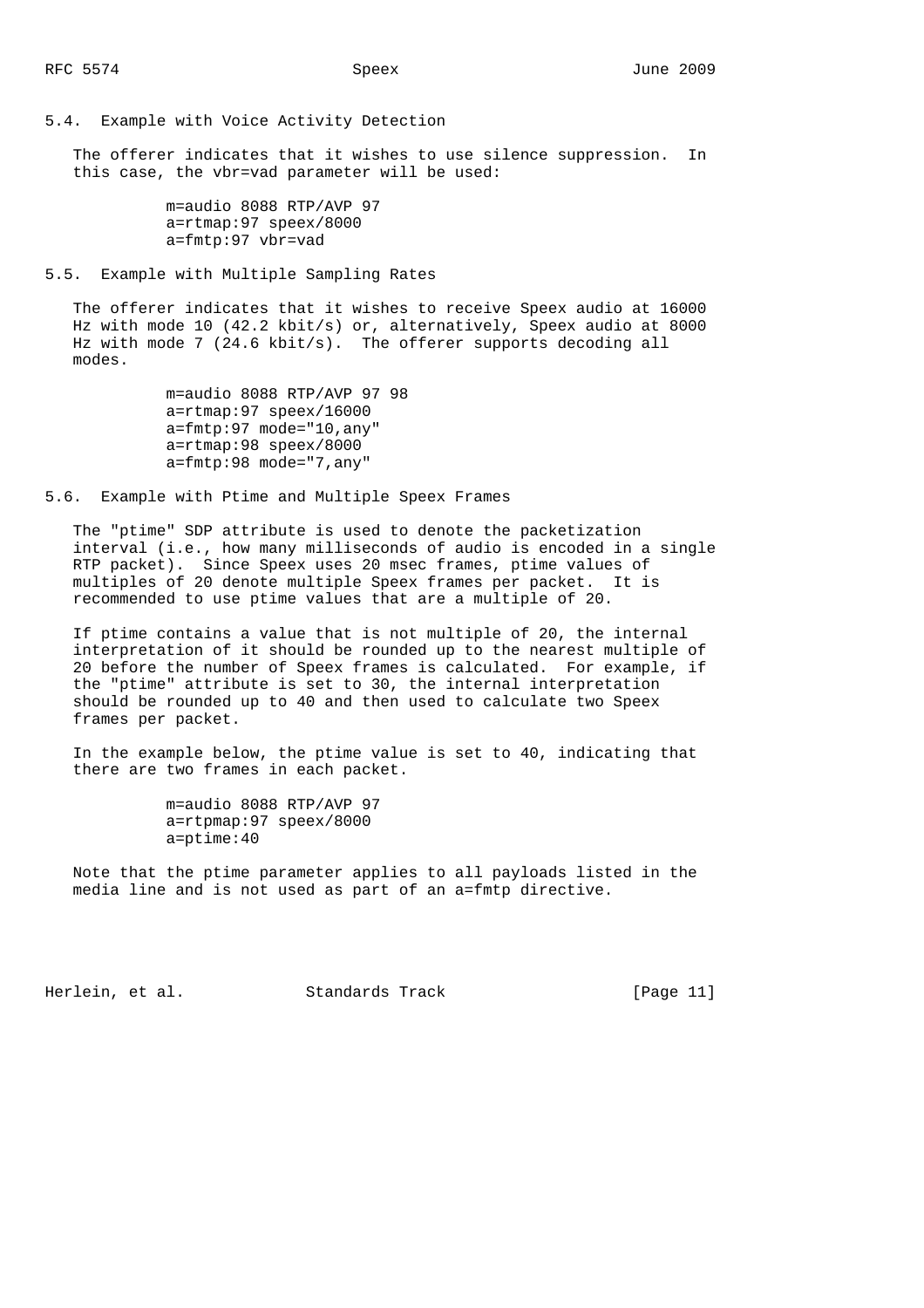### 5.4. Example with Voice Activity Detection

The offerer indicates that it wishes to use silence suppression. In this case, the vbr=vad parameter will be used:

```
m=audio 8088 RTP/AVP 97
a=rtmap:97 speex/8000
a=fmtp:97 vbr=vad
```

### 5.5. Example with Multiple Sampling Rates

The offerer indicates that it wishes to receive Speex audio at 16000 Hz with mode 10 (42.2 kbit/s) or, alternatively, Speex audio at 8000 Hz with mode 7 (24.6 kbit/s). The offerer supports decoding all modes.

```
m=audio 8088 RTP/AVP 97 98
a=rtmap:97 speex/16000
a=fmtp:97 mode="10,any"
a=rtmap:98 speex/8000
a=fmtp:98 mode="7,any"
```

### 5.6. Example with Ptime and Multiple Speex Frames

The "ptime" SDP attribute is used to denote the packetization interval (i.e., how many milliseconds of audio is encoded in a single RTP packet). Since Speex uses 20 msec frames, ptime values of multiples of 20 denote multiple Speex frames per packet. It is recommended to use ptime values that are a multiple of 20.

If ptime contains a value that is not multiple of 20, the internal interpretation of it should be rounded up to the nearest multiple of 20 before the number of Speex frames is calculated. For example, if the "ptime" attribute is set to 30, the internal interpretation should be rounded up to 40 and then used to calculate two Speex frames per packet.

In the example below, the ptime value is set to 40, indicating that there are two frames in each packet.

```
m=audio 8088 RTP/AVP 97
a=rtpmap:97 speex/8000
a=ptime:40
```

Note that the ptime parameter applies to all payloads listed in the media line and is not used as part of an a=fmtp directive.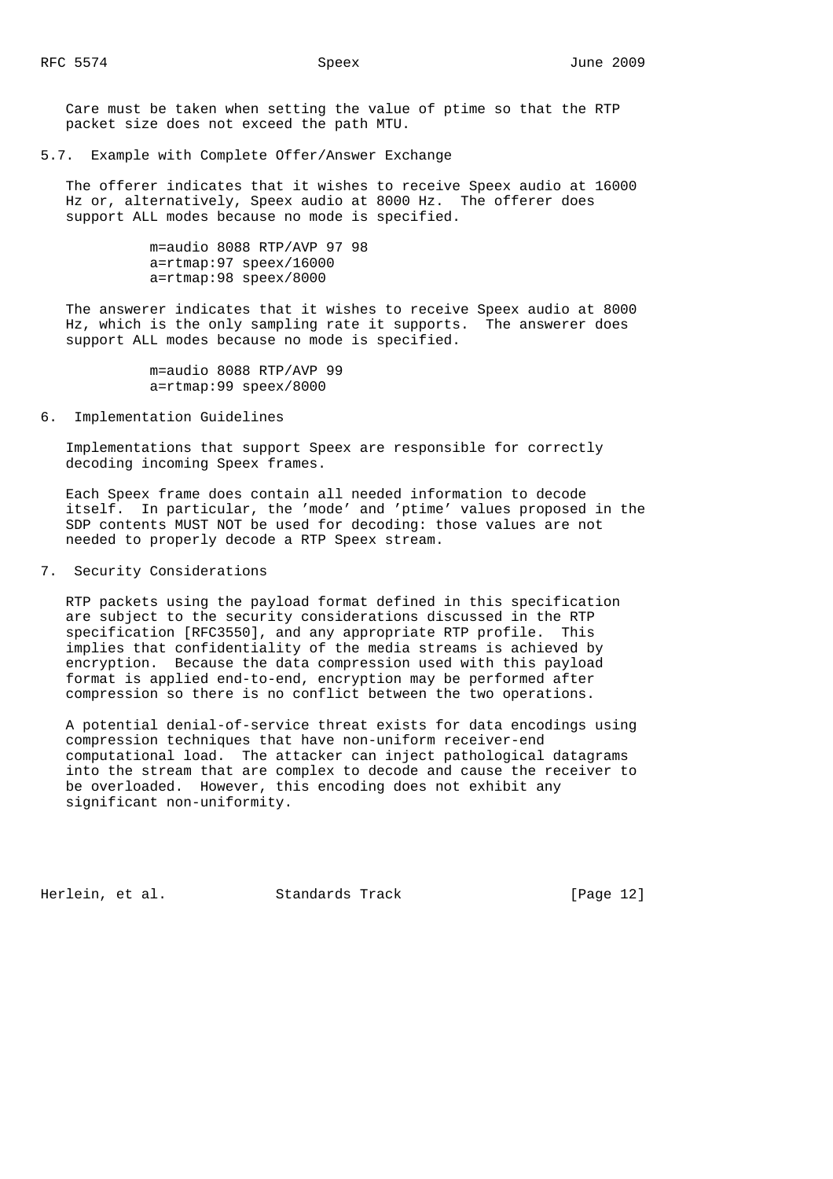Care must be taken when setting the value of ptime so that the RTP packet size does not exceed the path MTU.

### 5.7. Example with Complete Offer/Answer Exchange

The offerer indicates that it wishes to receive Speex audio at 16000 Hz or, alternatively, Speex audio at 8000 Hz. The offerer does support ALL modes because no mode is specified.

```
m=audio 8088 RTP/AVP 97 98
a=rtmap:97 speex/16000
a=rtmap:98 speex/8000
```

The answerer indicates that it wishes to receive Speex audio at 8000 Hz, which is the only sampling rate it supports. The answerer does support ALL modes because no mode is specified.

```
m=audio 8088 RTP/AVP 99
a=rtmap:99 speex/8000
```

## 6. Implementation Guidelines

Implementations that support Speex are responsible for correctly decoding incoming Speex frames.

Each Speex frame does contain all needed information to decode itself. In particular, the 'mode' and 'ptime' values proposed in the SDP contents MUST NOT be used for decoding: those values are not needed to properly decode a RTP Speex stream.

## 7. Security Considerations

RTP packets using the payload format defined in this specification are subject to the security considerations discussed in the RTP specification [RFC3550], and any appropriate RTP profile. This implies that confidentiality of the media streams is achieved by encryption. Because the data compression used with this payload format is applied end-to-end, encryption may be performed after compression so there is no conflict between the two operations.

A potential denial-of-service threat exists for data encodings using compression techniques that have non-uniform receiver-end computational load. The attacker can inject pathological datagrams into the stream that are complex to decode and cause the receiver to be overloaded. However, this encoding does not exhibit any significant non-uniformity.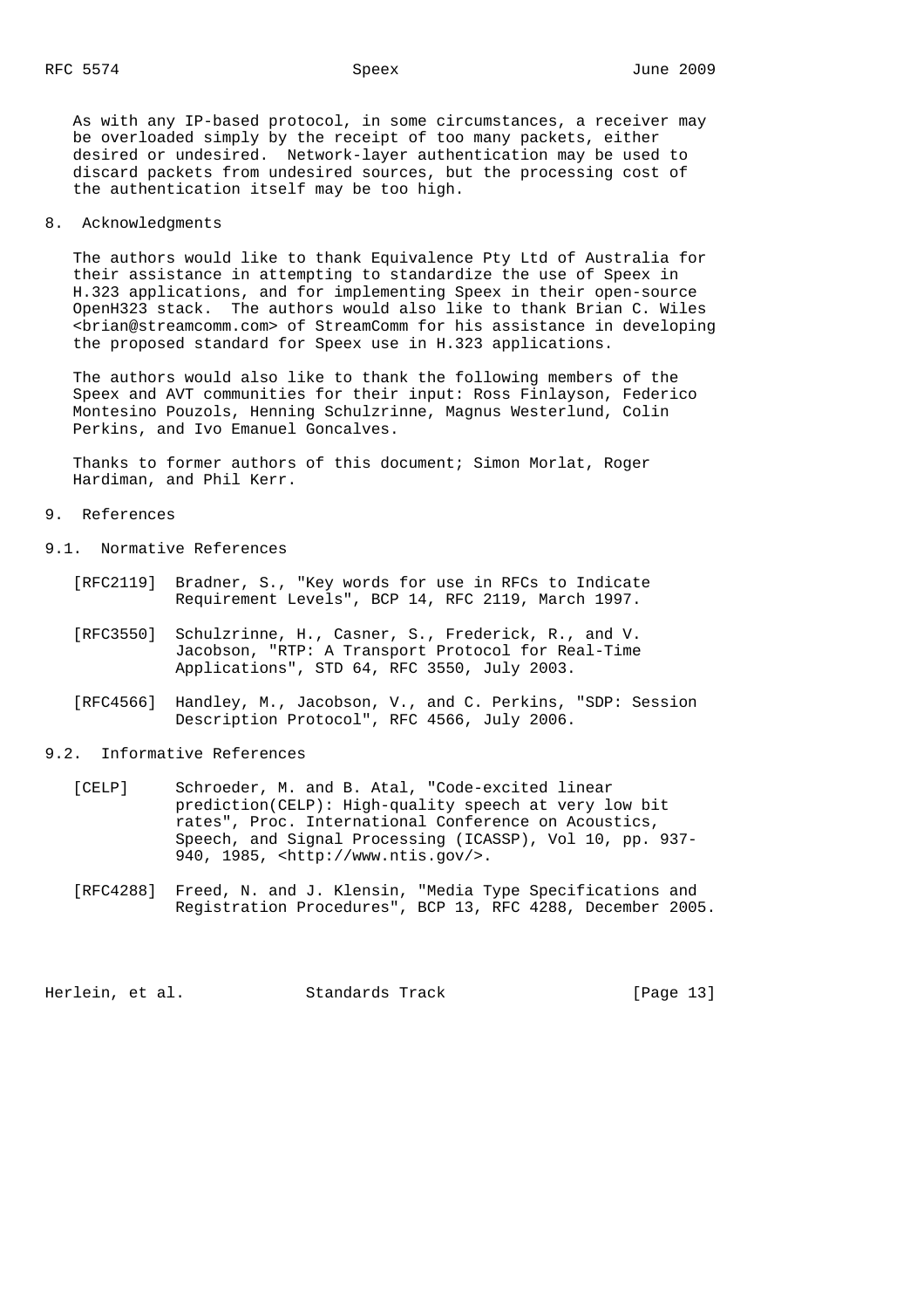As with any IP-based protocol, in some circumstances, a receiver may be overloaded simply by the receipt of too many packets, either desired or undesired. Network-layer authentication may be used to discard packets from undesired sources, but the processing cost of the authentication itself may be too high.

## 8. Acknowledgments

The authors would like to thank Equivalence Pty Ltd of Australia for their assistance in attempting to standardize the use of Speex in H.323 applications, and for implementing Speex in their open-source OpenH323 stack. The authors would also like to thank Brian C. Wiles <brian@streamcomm.com> of StreamComm for his assistance in developing the proposed standard for Speex use in H.323 applications.

The authors would also like to thank the following members of the Speex and AVT communities for their input: Ross Finlayson, Federico Montesino Pouzols, Henning Schulzrinne, Magnus Westerlund, Colin Perkins, and Ivo Emanuel Goncalves.

Thanks to former authors of this document; Simon Morlat, Roger Hardiman, and Phil Kerr.

## 9. References

### 9.1. Normative References

[RFC2119] Bradner, S., "Key words for use in RFCs to Indicate Requirement Levels", BCP 14, RFC 2119, March 1997.

[RFC3550] Schulzrinne, H., Casner, S., Frederick, R., and V. Jacobson, "RTP: A Transport Protocol for Real-Time Applications", STD 64, RFC 3550, July 2003.

[RFC4566] Handley, M., Jacobson, V., and C. Perkins, "SDP: Session Description Protocol", RFC 4566, July 2006.

### 9.2. Informative References

[CELP] Schroeder, M. and B. Atal, "Code-excited linear prediction(CELP): High-quality speech at very low bit rates", Proc. International Conference on Acoustics, Speech, and Signal Processing (ICASSP), Vol 10, pp. 937-940, 1985, <http://www.ntis.gov/>.

[RFC4288] Freed, N. and J. Klensin, "Media Type Specifications and Registration Procedures", BCP 13, RFC 4288, December 2005.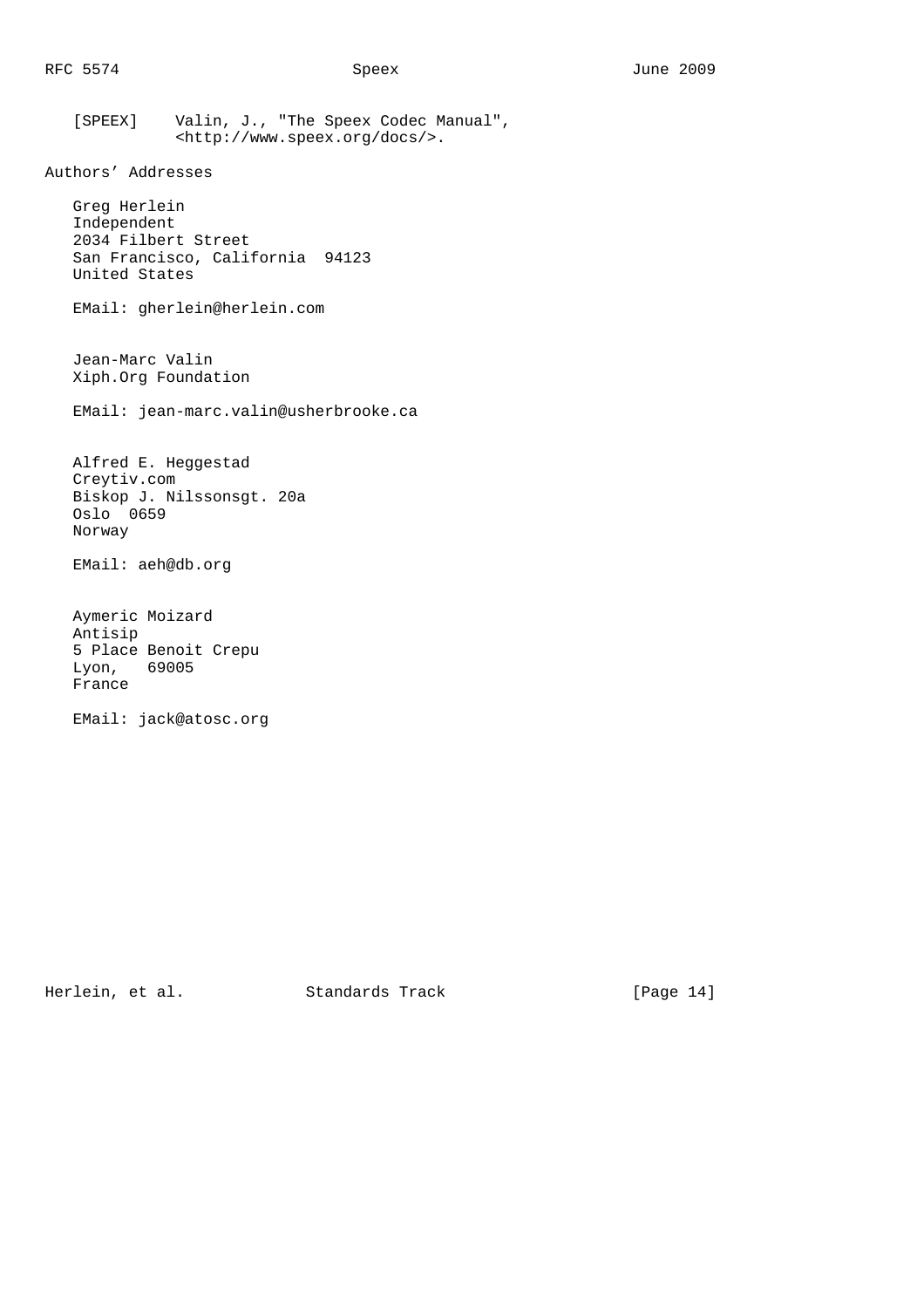[SPEEX] Valin, J., "The Speex Codec Manual", <http://www.speex.org/docs/>.

## Authors' Addresses

Greg Herlein
Independent
2034 Filbert Street
San Francisco, California 94123
United States

EMail: gherlein@herlein.com

Jean-Marc Valin
Xiph.Org Foundation

EMail: jean-marc.valin@usherbrooke.ca

Alfred E. Heggestad
Creytiv.com
Biskop J. Nilssonsgt. 20a
Oslo 0659
Norway

EMail: aeh@db.org

Aymeric Moizard
Antisip
5 Place Benoit Crepu
Lyon, 69005
France

EMail: jack@atosc.org